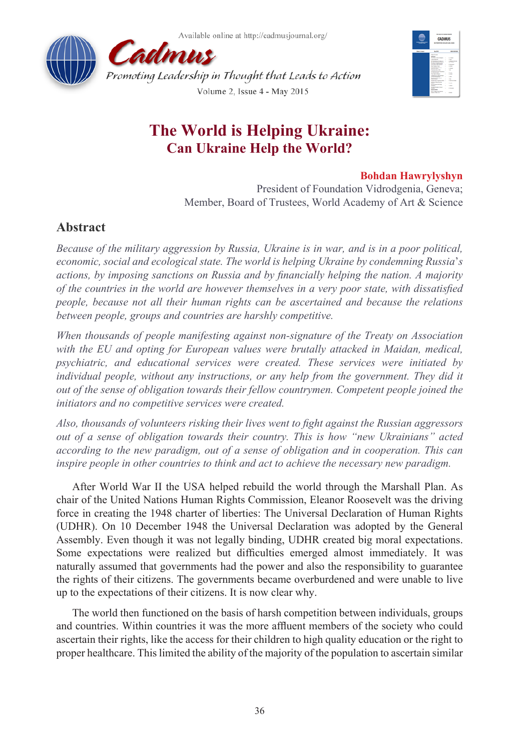# The World is Helping Ukraine: Can Ukraine Help the World?

**Bohdan Hawrylyshyn**

President of Foundation Vidrodgenia, Geneva;
Member, Board of Trustees, World Academy of Art & Science

## Abstract

*Because of the military aggression by Russia, Ukraine is in war, and is in a poor political, economic, social and ecological state. The world is helping Ukraine by condemning Russia's actions, by imposing sanctions on Russia and by financially helping the nation. A majority of the countries in the world are however themselves in a very poor state, with dissatisfied people, because not all their human rights can be ascertained and because the relations between people, groups and countries are harshly competitive.*

*When thousands of people manifesting against non-signature of the Treaty on Association with the EU and opting for European values were brutally attacked in Maidan, medical, psychiatric, and educational services were created. These services were initiated by individual people, without any instructions, or any help from the government. They did it out of the sense of obligation towards their fellow countrymen. Competent people joined the initiators and no competitive services were created.*

*Also, thousands of volunteers risking their lives went to fight against the Russian aggressors out of a sense of obligation towards their country. This is how "new Ukrainians" acted according to the new paradigm, out of a sense of obligation and in cooperation. This can inspire people in other countries to think and act to achieve the necessary new paradigm.*

After World War II the USA helped rebuild the world through the Marshall Plan. As chair of the United Nations Human Rights Commission, Eleanor Roosevelt was the driving force in creating the 1948 charter of liberties: The Universal Declaration of Human Rights (UDHR). On 10 December 1948 the Universal Declaration was adopted by the General Assembly. Even though it was not legally binding, UDHR created big moral expectations. Some expectations were realized but difficulties emerged almost immediately. It was naturally assumed that governments had the power and also the responsibility to guarantee the rights of their citizens. The governments became overburdened and were unable to live up to the expectations of their citizens. It is now clear why.

The world then functioned on the basis of harsh competition between individuals, groups and countries. Within countries it was the more affluent members of the society who could ascertain their rights, like the access for their children to high quality education or the right to proper healthcare. This limited the ability of the majority of the population to ascertain similar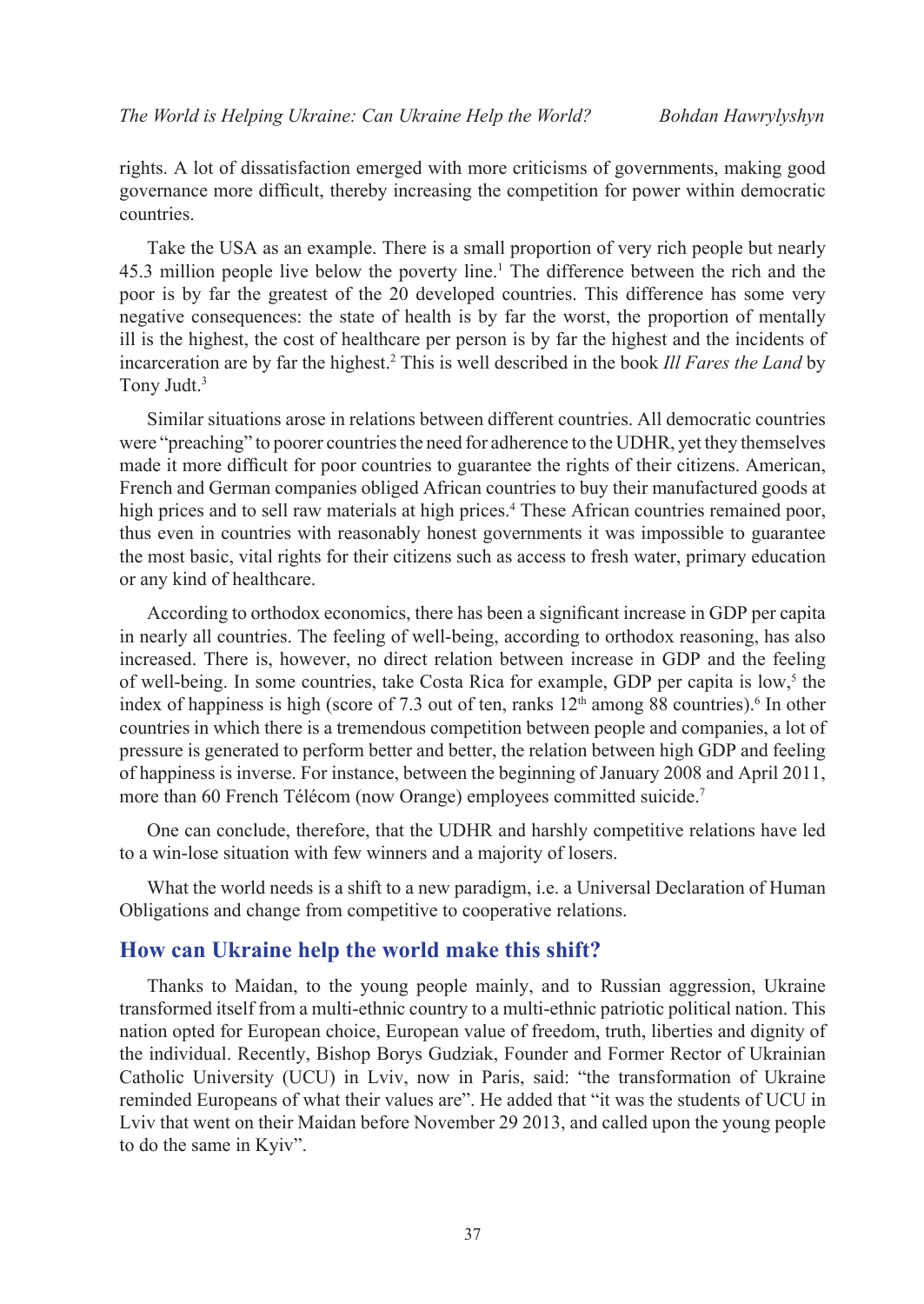rights. A lot of dissatisfaction emerged with more criticisms of governments, making good governance more difficult, thereby increasing the competition for power within democratic countries.

Take the USA as an example. There is a small proportion of very rich people but nearly 45.3 million people live below the poverty line.[1] The difference between the rich and the poor is by far the greatest of the 20 developed countries. This difference has some very negative consequences: the state of health is by far the worst, the proportion of mentally ill is the highest, the cost of healthcare per person is by far the highest and the incidents of incarceration are by far the highest.[2] This is well described in the book *Ill Fares the Land* by Tony Judt.[3]

Similar situations arose in relations between different countries. All democratic countries were "preaching" to poorer countries the need for adherence to the UDHR, yet they themselves made it more difficult for poor countries to guarantee the rights of their citizens. American, French and German companies obliged African countries to buy their manufactured goods at high prices and to sell raw materials at high prices.[4] These African countries remained poor, thus even in countries with reasonably honest governments it was impossible to guarantee the most basic, vital rights for their citizens such as access to fresh water, primary education or any kind of healthcare.

According to orthodox economics, there has been a significant increase in GDP per capita in nearly all countries. The feeling of well-being, according to orthodox reasoning, has also increased. There is, however, no direct relation between increase in GDP and the feeling of well-being. In some countries, take Costa Rica for example, GDP per capita is low,[5] the index of happiness is high (score of 7.3 out of ten, ranks 12th among 88 countries).[6] In other countries in which there is a tremendous competition between people and companies, a lot of pressure is generated to perform better and better, the relation between high GDP and feeling of happiness is inverse. For instance, between the beginning of January 2008 and April 2011, more than 60 French Télécom (now Orange) employees committed suicide.[7]

One can conclude, therefore, that the UDHR and harshly competitive relations have led to a win-lose situation with few winners and a majority of losers.

What the world needs is a shift to a new paradigm, i.e. a Universal Declaration of Human Obligations and change from competitive to cooperative relations.

## How can Ukraine help the world make this shift?

Thanks to Maidan, to the young people mainly, and to Russian aggression, Ukraine transformed itself from a multi-ethnic country to a multi-ethnic patriotic political nation. This nation opted for European choice, European value of freedom, truth, liberties and dignity of the individual. Recently, Bishop Borys Gudziak, Founder and Former Rector of Ukrainian Catholic University (UCU) in Lviv, now in Paris, said: "the transformation of Ukraine reminded Europeans of what their values are". He added that "it was the students of UCU in Lviv that went on their Maidan before November 29 2013, and called upon the young people to do the same in Kyiv".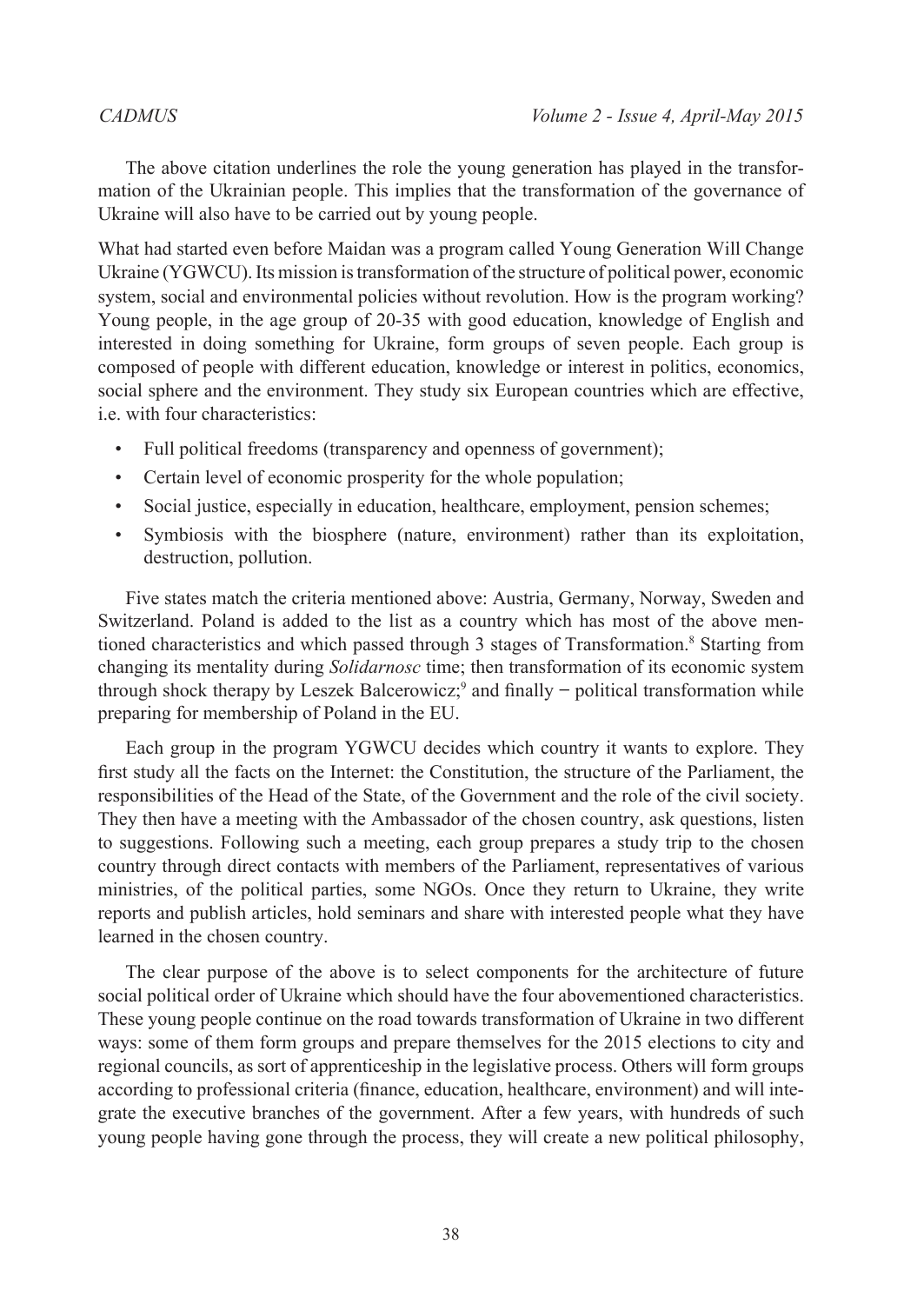The above citation underlines the role the young generation has played in the transformation of the Ukrainian people. This implies that the transformation of the governance of Ukraine will also have to be carried out by young people.

What had started even before Maidan was a program called Young Generation Will Change Ukraine (YGWCU). Its mission is transformation of the structure of political power, economic system, social and environmental policies without revolution. How is the program working? Young people, in the age group of 20-35 with good education, knowledge of English and interested in doing something for Ukraine, form groups of seven people. Each group is composed of people with different education, knowledge or interest in politics, economics, social sphere and the environment. They study six European countries which are effective, i.e. with four characteristics:

- Full political freedoms (transparency and openness of government);
- Certain level of economic prosperity for the whole population;
- Social justice, especially in education, healthcare, employment, pension schemes;
- Symbiosis with the biosphere (nature, environment) rather than its exploitation, destruction, pollution.

Five states match the criteria mentioned above: Austria, Germany, Norway, Sweden and Switzerland. Poland is added to the list as a country which has most of the above mentioned characteristics and which passed through 3 stages of Transformation.[8] Starting from changing its mentality during *Solidarnosc* time; then transformation of its economic system through shock therapy by Leszek Balcerowicz;[9] and finally – political transformation while preparing for membership of Poland in the EU.

Each group in the program YGWCU decides which country it wants to explore. They first study all the facts on the Internet: the Constitution, the structure of the Parliament, the responsibilities of the Head of the State, of the Government and the role of the civil society. They then have a meeting with the Ambassador of the chosen country, ask questions, listen to suggestions. Following such a meeting, each group prepares a study trip to the chosen country through direct contacts with members of the Parliament, representatives of various ministries, of the political parties, some NGOs. Once they return to Ukraine, they write reports and publish articles, hold seminars and share with interested people what they have learned in the chosen country.

The clear purpose of the above is to select components for the architecture of future social political order of Ukraine which should have the four abovementioned characteristics. These young people continue on the road towards transformation of Ukraine in two different ways: some of them form groups and prepare themselves for the 2015 elections to city and regional councils, as sort of apprenticeship in the legislative process. Others will form groups according to professional criteria (finance, education, healthcare, environment) and will integrate the executive branches of the government. After a few years, with hundreds of such young people having gone through the process, they will create a new political philosophy,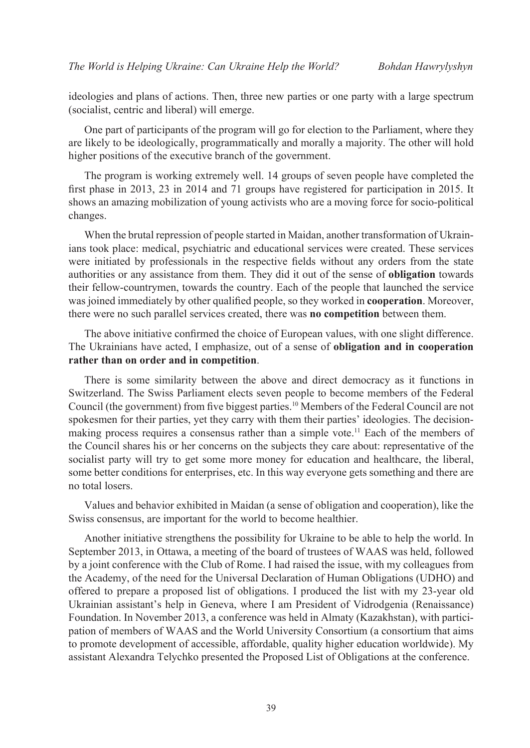ideologies and plans of actions. Then, three new parties or one party with a large spectrum (socialist, centric and liberal) will emerge.

One part of participants of the program will go for election to the Parliament, where they are likely to be ideologically, programmatically and morally a majority. The other will hold higher positions of the executive branch of the government.

The program is working extremely well. 14 groups of seven people have completed the first phase in 2013, 23 in 2014 and 71 groups have registered for participation in 2015. It shows an amazing mobilization of young activists who are a moving force for socio-political changes.

When the brutal repression of people started in Maidan, another transformation of Ukrainians took place: medical, psychiatric and educational services were created. These services were initiated by professionals in the respective fields without any orders from the state authorities or any assistance from them. They did it out of the sense of **obligation** towards their fellow-countrymen, towards the country. Each of the people that launched the service was joined immediately by other qualified people, so they worked in **cooperation**. Moreover, there were no such parallel services created, there was **no competition** between them.

The above initiative confirmed the choice of European values, with one slight difference. The Ukrainians have acted, I emphasize, out of a sense of **obligation and in cooperation rather than on order and in competition**.

There is some similarity between the above and direct democracy as it functions in Switzerland. The Swiss Parliament elects seven people to become members of the Federal Council (the government) from five biggest parties.[10] Members of the Federal Council are not spokesmen for their parties, yet they carry with them their parties' ideologies. The decision-making process requires a consensus rather than a simple vote.[11] Each of the members of the Council shares his or her concerns on the subjects they care about: representative of the socialist party will try to get some more money for education and healthcare, the liberal, some better conditions for enterprises, etc. In this way everyone gets something and there are no total losers.

Values and behavior exhibited in Maidan (a sense of obligation and cooperation), like the Swiss consensus, are important for the world to become healthier.

Another initiative strengthens the possibility for Ukraine to be able to help the world. In September 2013, in Ottawa, a meeting of the board of trustees of WAAS was held, followed by a joint conference with the Club of Rome. I had raised the issue, with my colleagues from the Academy, of the need for the Universal Declaration of Human Obligations (UDHO) and offered to prepare a proposed list of obligations. I produced the list with my 23-year old Ukrainian assistant's help in Geneva, where I am President of Vidrodgenia (Renaissance) Foundation. In November 2013, a conference was held in Almaty (Kazakhstan), with participation of members of WAAS and the World University Consortium (a consortium that aims to promote development of accessible, affordable, quality higher education worldwide). My assistant Alexandra Telychko presented the Proposed List of Obligations at the conference.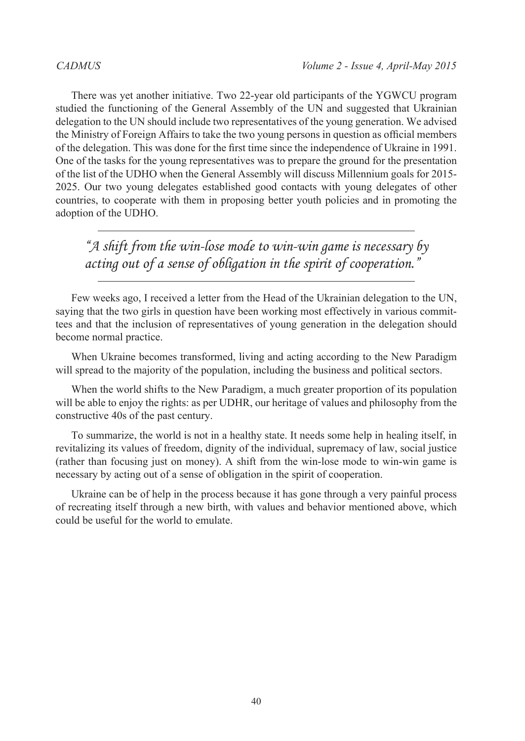There was yet another initiative. Two 22-year old participants of the YGWCU program studied the functioning of the General Assembly of the UN and suggested that Ukrainian delegation to the UN should include two representatives of the young generation. We advised the Ministry of Foreign Affairs to take the two young persons in question as official members of the delegation. This was done for the first time since the independence of Ukraine in 1991. One of the tasks for the young representatives was to prepare the ground for the presentation of the list of the UDHO when the General Assembly will discuss Millennium goals for 2015-2025. Our two young delegates established good contacts with young delegates of other countries, to cooperate with them in proposing better youth policies and in promoting the adoption of the UDHO.

---

> *"A shift from the win-lose mode to win-win game is necessary by acting out of a sense of obligation in the spirit of cooperation."*

---

Few weeks ago, I received a letter from the Head of the Ukrainian delegation to the UN, saying that the two girls in question have been working most effectively in various committees and that the inclusion of representatives of young generation in the delegation should become normal practice.

When Ukraine becomes transformed, living and acting according to the New Paradigm will spread to the majority of the population, including the business and political sectors.

When the world shifts to the New Paradigm, a much greater proportion of its population will be able to enjoy the rights: as per UDHR, our heritage of values and philosophy from the constructive 40s of the past century.

To summarize, the world is not in a healthy state. It needs some help in healing itself, in revitalizing its values of freedom, dignity of the individual, supremacy of law, social justice (rather than focusing just on money). A shift from the win-lose mode to win-win game is necessary by acting out of a sense of obligation in the spirit of cooperation.

Ukraine can be of help in the process because it has gone through a very painful process of recreating itself through a new birth, with values and behavior mentioned above, which could be useful for the world to emulate.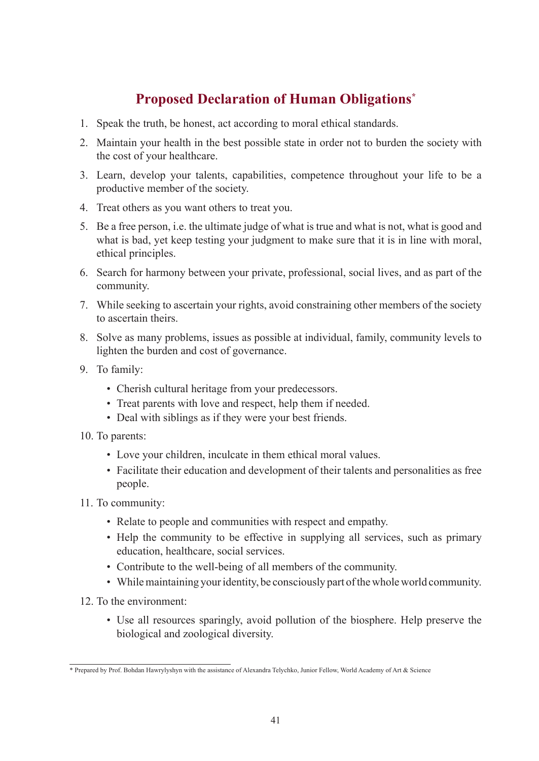## Proposed Declaration of Human Obligations*

1. Speak the truth, be honest, act according to moral ethical standards.
2. Maintain your health in the best possible state in order not to burden the society with the cost of your healthcare.
3. Learn, develop your talents, capabilities, competence throughout your life to be a productive member of the society.
4. Treat others as you want others to treat you.
5. Be a free person, i.e. the ultimate judge of what is true and what is not, what is good and what is bad, yet keep testing your judgment to make sure that it is in line with moral, ethical principles.
6. Search for harmony between your private, professional, social lives, and as part of the community.
7. While seeking to ascertain your rights, avoid constraining other members of the society to ascertain theirs.
8. Solve as many problems, issues as possible at individual, family, community levels to lighten the burden and cost of governance.
9. To family:
   - Cherish cultural heritage from your predecessors.
   - Treat parents with love and respect, help them if needed.
   - Deal with siblings as if they were your best friends.
10. To parents:
    - Love your children, inculcate in them ethical moral values.
    - Facilitate their education and development of their talents and personalities as free people.
11. To community:
    - Relate to people and communities with respect and empathy.
    - Help the community to be effective in supplying all services, such as primary education, healthcare, social services.
    - Contribute to the well-being of all members of the community.
    - While maintaining your identity, be consciously part of the whole world community.
12. To the environment:
    - Use all resources sparingly, avoid pollution of the biosphere. Help preserve the biological and zoological diversity.

* Prepared by Prof. Bohdan Hawrylyshyn with the assistance of Alexandra Telychko, Junior Fellow, World Academy of Art & Science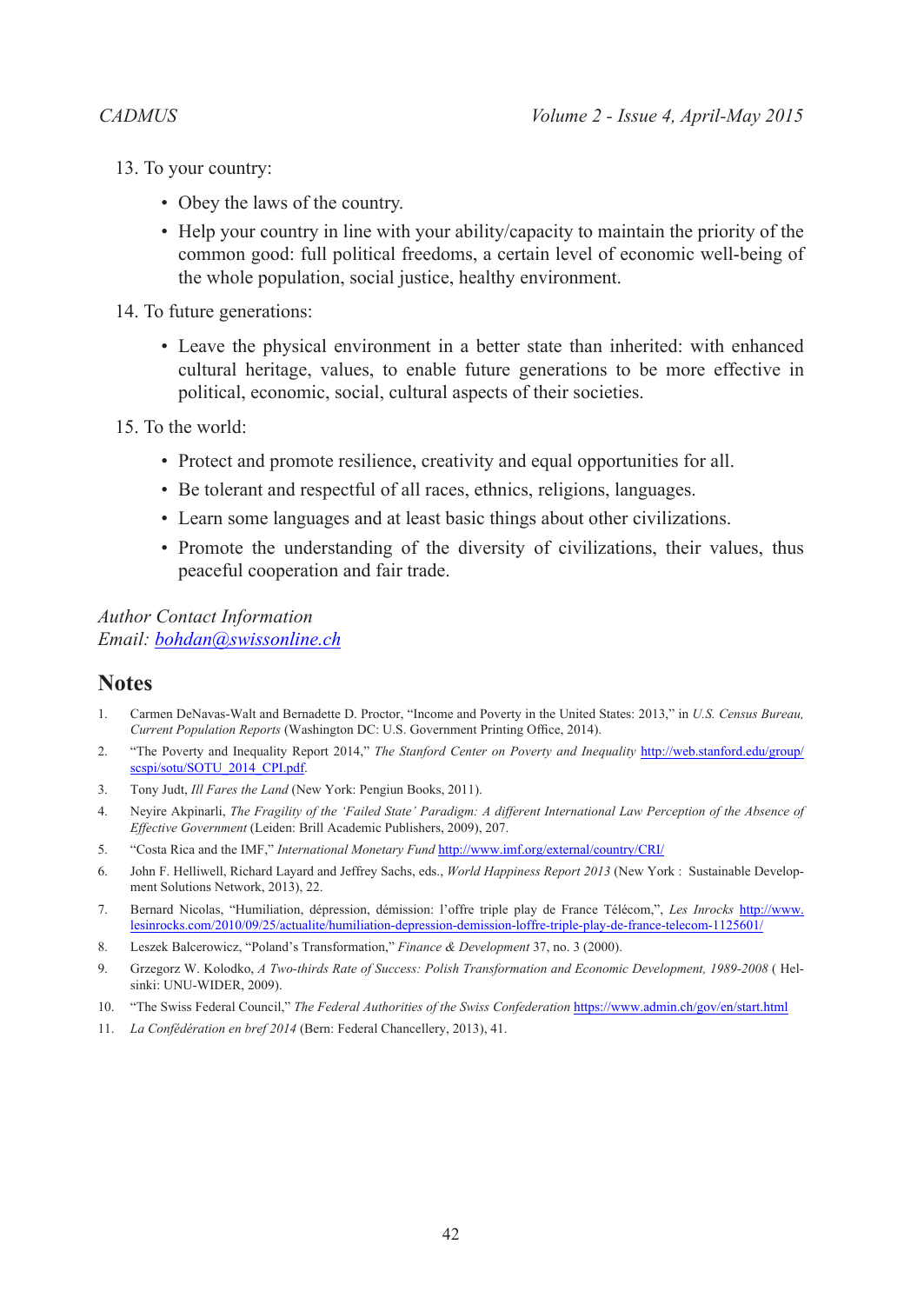13. To your country:
    - Obey the laws of the country.
    - Help your country in line with your ability/capacity to maintain the priority of the common good: full political freedoms, a certain level of economic well-being of the whole population, social justice, healthy environment.
14. To future generations:
    - Leave the physical environment in a better state than inherited: with enhanced cultural heritage, values, to enable future generations to be more effective in political, economic, social, cultural aspects of their societies.
15. To the world:
    - Protect and promote resilience, creativity and equal opportunities for all.
    - Be tolerant and respectful of all races, ethnics, religions, languages.
    - Learn some languages and at least basic things about other civilizations.
    - Promote the understanding of the diversity of civilizations, their values, thus peaceful cooperation and fair trade.

*Author Contact Information*
*Email: bohdan@swissonline.ch*

## Notes

1. Carmen DeNavas-Walt and Bernadette D. Proctor, "Income and Poverty in the United States: 2013," in *U.S. Census Bureau, Current Population Reports* (Washington DC: U.S. Government Printing Office, 2014).
2. "The Poverty and Inequality Report 2014," *The Stanford Center on Poverty and Inequality* http://web.stanford.edu/group/scspi/sotu/SOTU_2014_CPI.pdf.
3. Tony Judt, *Ill Fares the Land* (New York: Pengiun Books, 2011).
4. Neyire Akpinarli, *The Fragility of the 'Failed State' Paradigm: A different International Law Perception of the Absence of Effective Government* (Leiden: Brill Academic Publishers, 2009), 207.
5. "Costa Rica and the IMF," *International Monetary Fund* http://www.imf.org/external/country/CRI/
6. John F. Helliwell, Richard Layard and Jeffrey Sachs, eds., *World Happiness Report 2013* (New York : Sustainable Development Solutions Network, 2013), 22.
7. Bernard Nicolas, "Humiliation, dépression, démission: l'offre triple play de France Télécom,", *Les Inrocks* http://www.lesinrocks.com/2010/09/25/actualite/humiliation-depression-demission-loffre-triple-play-de-france-telecom-1125601/
8. Leszek Balcerowicz, "Poland's Transformation," *Finance & Development* 37, no. 3 (2000).
9. Grzegorz W. Kolodko, *A Two-thirds Rate of Success: Polish Transformation and Economic Development, 1989-2008* ( Helsinki: UNU-WIDER, 2009).
10. "The Swiss Federal Council," *The Federal Authorities of the Swiss Confederation* https://www.admin.ch/gov/en/start.html
11. *La Confédération en bref 2014* (Bern: Federal Chancellery, 2013), 41.